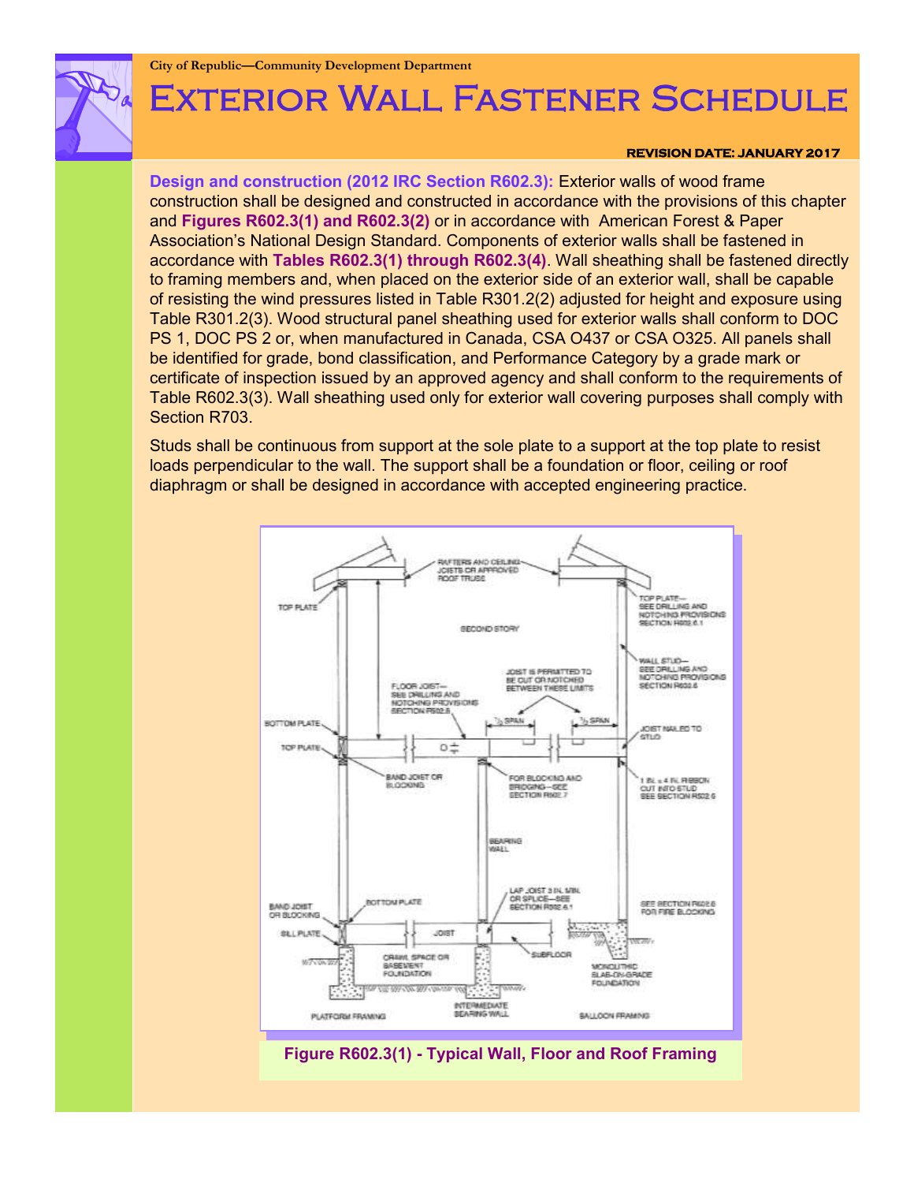City of Republic—Community Development Department

# Exterior Wall Fastener Schedule

**REVISION DATE: JANUARY 2017**

**Design and construction (2012 IRC Section R602.3):** Exterior walls of wood frame construction shall be designed and constructed in accordance with the provisions of this chapter and **Figures R602.3(1) and R602.3(2)** or in accordance with American Forest & Paper Association's National Design Standard. Components of exterior walls shall be fastened in accordance with **Tables R602.3(1) through R602.3(4)**. Wall sheathing shall be fastened directly to framing members and, when placed on the exterior side of an exterior wall, shall be capable of resisting the wind pressures listed in Table R301.2(2) adjusted for height and exposure using Table R301.2(3). Wood structural panel sheathing used for exterior walls shall conform to DOC PS 1, DOC PS 2 or, when manufactured in Canada, CSA O437 or CSA O325. All panels shall be identified for grade, bond classification, and Performance Category by a grade mark or certificate of inspection issued by an approved agency and shall conform to the requirements of Table R602.3(3). Wall sheathing used only for exterior wall covering purposes shall comply with Section R703.

Studs shall be continuous from support at the sole plate to a support at the top plate to resist loads perpendicular to the wall. The support shall be a foundation or floor, ceiling or roof diaphragm or shall be designed in accordance with accepted engineering practice.

**Figure R602.3(1) - Typical Wall, Floor and Roof Framing**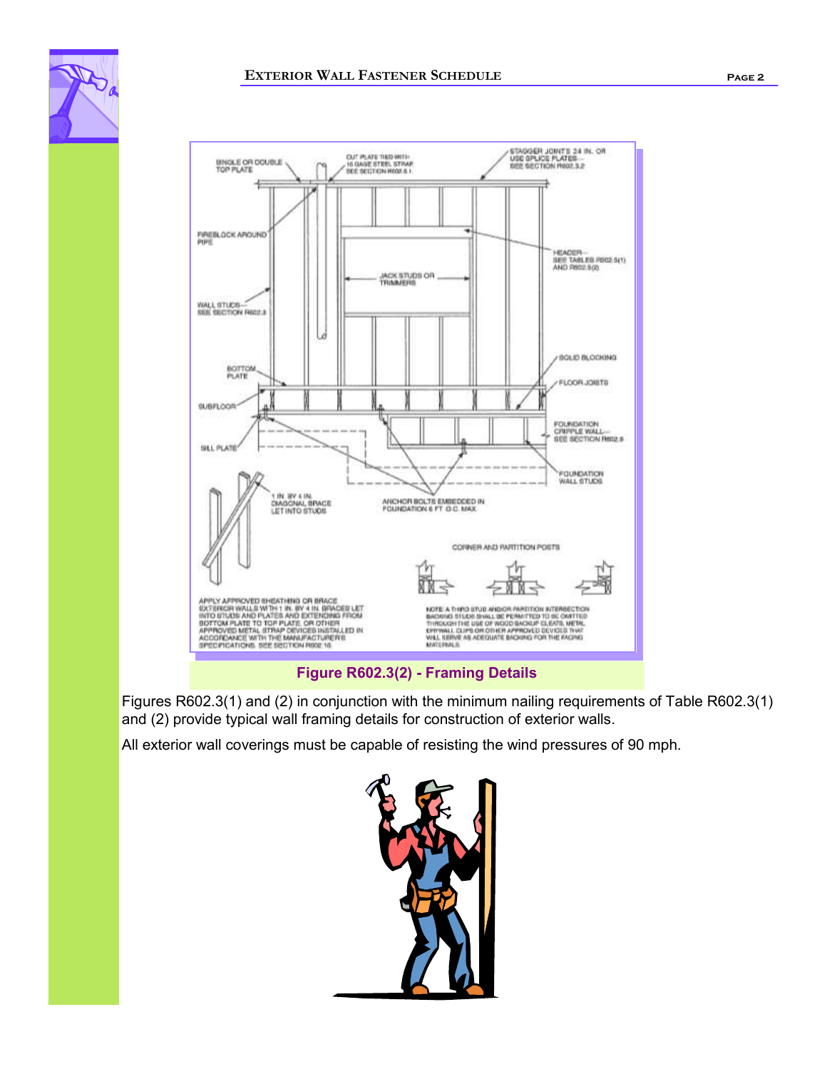Figure R602.3(2) - Framing Details

Figures R602.3(1) and (2) in conjunction with the minimum nailing requirements of Table R602.3(1) and (2) provide typical wall framing details for construction of exterior walls.

All exterior wall coverings must be capable of resisting the wind pressures of 90 mph.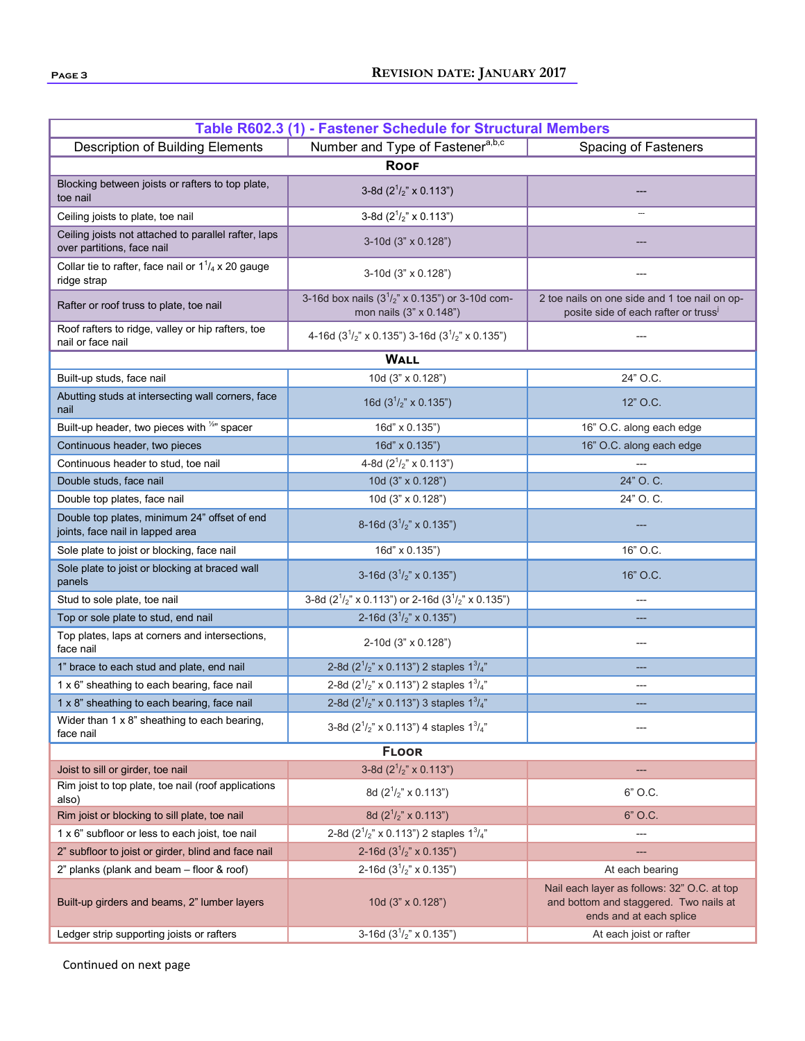| Table R602.3 (1) - Fastener Schedule for Structural Members | | |
|---|---|---|
| Description of Building Elements | Number and Type of Fastener[a,b,c] | Spacing of Fasteners |
| **Roof** | | |
| Blocking between joists or rafters to top plate, toe nail | 3-8d ($2^1/_2$" x 0.113") | --- |
| Ceiling joists to plate, toe nail | 3-8d ($2^1/_2$" x 0.113") | --- |
| Ceiling joists not attached to parallel rafter, laps over partitions, face nail | 3-10d (3" x 0.128") | --- |
| Collar tie to rafter, face nail or $1^1/_4$ x 20 gauge ridge strap | 3-10d (3" x 0.128") | --- |
| Rafter or roof truss to plate, toe nail | 3-16d box nails ($3^1/_2$" x 0.135") or 3-10d common nails (3" x 0.148") | 2 toe nails on one side and 1 toe nail on opposite side of each rafter or truss[i] |
| Roof rafters to ridge, valley or hip rafters, toe nail or face nail | 4-16d ($3^1/_2$" x 0.135") 3-16d ($3^1/_2$" x 0.135") | --- |
| **Wall** | | |
| Built-up studs, face nail | 10d (3" x 0.128") | 24" O.C. |
| Abutting studs at intersecting wall corners, face nail | 16d ($3^1/_2$" x 0.135") | 12" O.C. |
| Built-up header, two pieces with ½" spacer | 16d" x 0.135") | 16" O.C. along each edge |
| Continuous header, two pieces | 16d" x 0.135") | 16" O.C. along each edge |
| Continuous header to stud, toe nail | 4-8d ($2^1/_2$" x 0.113") | --- |
| Double studs, face nail | 10d (3" x 0.128") | 24" O. C. |
| Double top plates, face nail | 10d (3" x 0.128") | 24" O. C. |
| Double top plates, minimum 24" offset of end joints, face nail in lapped area | 8-16d ($3^1/_2$" x 0.135") | --- |
| Sole plate to joist or blocking, face nail | 16d" x 0.135") | 16" O.C. |
| Sole plate to joist or blocking at braced wall panels | 3-16d ($3^1/_2$" x 0.135") | 16" O.C. |
| Stud to sole plate, toe nail | 3-8d ($2^1/_2$" x 0.113") or 2-16d ($3^1/_2$" x 0.135") | --- |
| Top or sole plate to stud, end nail | 2-16d ($3^1/_2$" x 0.135") | --- |
| Top plates, laps at corners and intersections, face nail | 2-10d (3" x 0.128") | --- |
| 1" brace to each stud and plate, end nail | 2-8d ($2^1/_2$" x 0.113") 2 staples $1^3/_4$" | --- |
| 1 x 6" sheathing to each bearing, face nail | 2-8d ($2^1/_2$" x 0.113") 2 staples $1^3/_4$" | --- |
| 1 x 8" sheathing to each bearing, face nail | 2-8d ($2^1/_2$" x 0.113") 3 staples $1^3/_4$" | --- |
| Wider than 1 x 8" sheathing to each bearing, face nail | 3-8d ($2^1/_2$" x 0.113") 4 staples $1^3/_4$" | --- |
| **Floor** | | |
| Joist to sill or girder, toe nail | 3-8d ($2^1/_2$" x 0.113") | --- |
| Rim joist to top plate, toe nail (roof applications also) | 8d ($2^1/_2$" x 0.113") | 6" O.C. |
| Rim joist or blocking to sill plate, toe nail | 8d ($2^1/_2$" x 0.113") | 6" O.C. |
| 1 x 6" subfloor or less to each joist, toe nail | 2-8d ($2^1/_2$" x 0.113") 2 staples $1^3/_4$" | --- |
| 2" subfloor to joist or girder, blind and face nail | 2-16d ($3^1/_2$" x 0.135") | --- |
| 2" planks (plank and beam – floor & roof) | 2-16d ($3^1/_2$" x 0.135") | At each bearing |
| Built-up girders and beams, 2" lumber layers | 10d (3" x 0.128") | Nail each layer as follows: 32" O.C. at top and bottom and staggered. Two nails at ends and at each splice |
| Ledger strip supporting joists or rafters | 3-16d ($3^1/_2$" x 0.135") | At each joist or rafter |

Continued on next page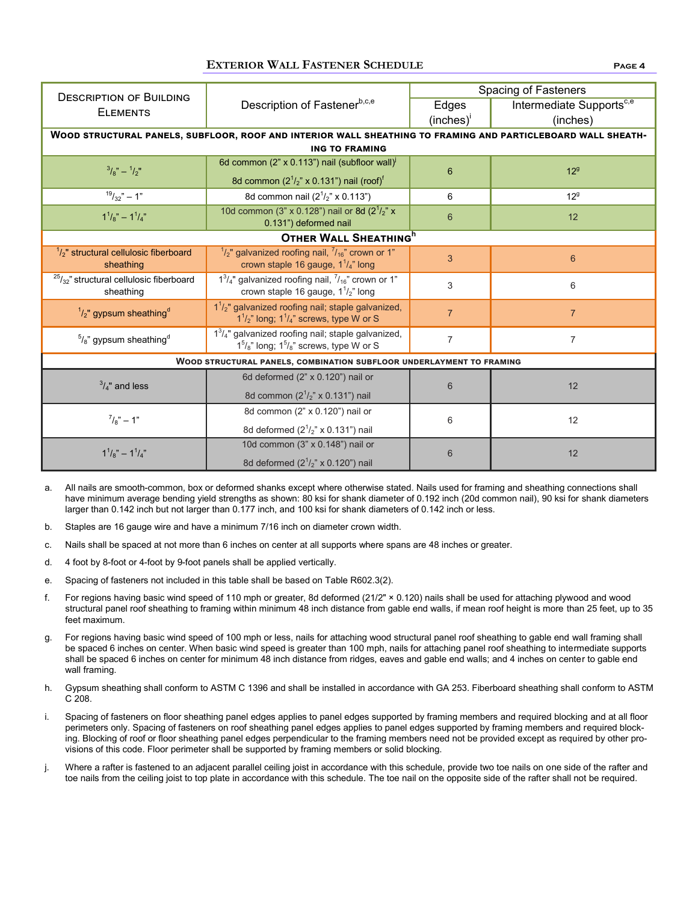## Exterior Wall Fastener Schedule

| Description of Building Elements | Description of Fastener[b,c,e] | Spacing of Fasteners | |
|---|---|---|---|
| | | Edges (inches)[i] | Intermediate Supports[c,e] (inches) |
| **Wood structural panels, subfloor, roof and interior wall sheathing to framing and particleboard wall sheathing to framing** | | | |
| $^3/_8$" – $^1/_2$" | 6d common (2" x 0.113") nail (subfloor wall)[j] <br> 8d common ($2^1/_2$" x 0.131") nail (roof)[f] | 6 | 12[g] |
| $^{19}/_{32}$" – 1" | 8d common nail ($2^1/_2$" x 0.113") | 6 | 12[g] |
| $1^1/_8$" – $1^1/_4$" | 10d common (3" x 0.128") nail or 8d ($2^1/_2$" x 0.131") deformed nail | 6 | 12 |
| **Other Wall Sheathing[h]** | | | |
| $^1/_2$" structural cellulosic fiberboard sheathing | $^1/_2$" galvanized roofing nail, $^7/_{16}$" crown or 1" crown staple 16 gauge, $1^1/_4$" long | 3 | 6 |
| $^{25}/_{32}$" structural cellulosic fiberboard sheathing | $1^3/_4$" galvanized roofing nail, $^7/_{16}$" crown or 1" crown staple 16 gauge, $1^1/_2$" long | 3 | 6 |
| $^1/_2$" gypsum sheathing[d] | $1^1/_2$" galvanized roofing nail; staple galvanized, $1^1/_2$" long; $1^1/_4$" screws, type W or S | 7 | 7 |
| $^5/_8$" gypsum sheathing[d] | $1^3/_4$" galvanized roofing nail; staple galvanized, $1^5/_8$" long; $1^5/_8$" screws, type W or S | 7 | 7 |
| **Wood structural panels, combination subfloor underlayment to framing** | | | |
| $^3/_4$" and less | 6d deformed (2" x 0.120") nail or <br> 8d common ($2^1/_2$" x 0.131") nail | 6 | 12 |
| $^7/_8$" – 1" | 8d common (2" x 0.120") nail or <br> 8d deformed ($2^1/_2$" x 0.131") nail | 6 | 12 |
| $1^1/_8$" – $1^1/_4$" | 10d common (3" x 0.148") nail or <br> 8d deformed ($2^1/_2$" x 0.120") nail | 6 | 12 |

a. All nails are smooth-common, box or deformed shanks except where otherwise stated. Nails used for framing and sheathing connections shall have minimum average bending yield strengths as shown: 80 ksi for shank diameter of 0.192 inch (20d common nail), 90 ksi for shank diameters larger than 0.142 inch but not larger than 0.177 inch, and 100 ksi for shank diameters of 0.142 inch or less.

b. Staples are 16 gauge wire and have a minimum 7/16 inch on diameter crown width.

c. Nails shall be spaced at not more than 6 inches on center at all supports where spans are 48 inches or greater.

d. 4 foot by 8-foot or 4-foot by 9-foot panels shall be applied vertically.

e. Spacing of fasteners not included in this table shall be based on Table R602.3(2).

f. For regions having basic wind speed of 110 mph or greater, 8d deformed (21/2" × 0.120) nails shall be used for attaching plywood and wood structural panel roof sheathing to framing within minimum 48 inch distance from gable end walls, if mean roof height is more than 25 feet, up to 35 feet maximum.

g. For regions having basic wind speed of 100 mph or less, nails for attaching wood structural panel roof sheathing to gable end wall framing shall be spaced 6 inches on center. When basic wind speed is greater than 100 mph, nails for attaching panel roof sheathing to intermediate supports shall be spaced 6 inches on center for minimum 48 inch distance from ridges, eaves and gable end walls; and 4 inches on center to gable end wall framing.

h. Gypsum sheathing shall conform to ASTM C 1396 and shall be installed in accordance with GA 253. Fiberboard sheathing shall conform to ASTM C 208.

i. Spacing of fasteners on floor sheathing panel edges applies to panel edges supported by framing members and required blocking and at all floor perimeters only. Spacing of fasteners on roof sheathing panel edges applies to panel edges supported by framing members and required blocking. Blocking of roof or floor sheathing panel edges perpendicular to the framing members need not be provided except as required by other provisions of this code. Floor perimeter shall be supported by framing members or solid blocking.

j. Where a rafter is fastened to an adjacent parallel ceiling joist in accordance with this schedule, provide two toe nails on one side of the rafter and toe nails from the ceiling joist to top plate in accordance with this schedule. The toe nail on the opposite side of the rafter shall not be required.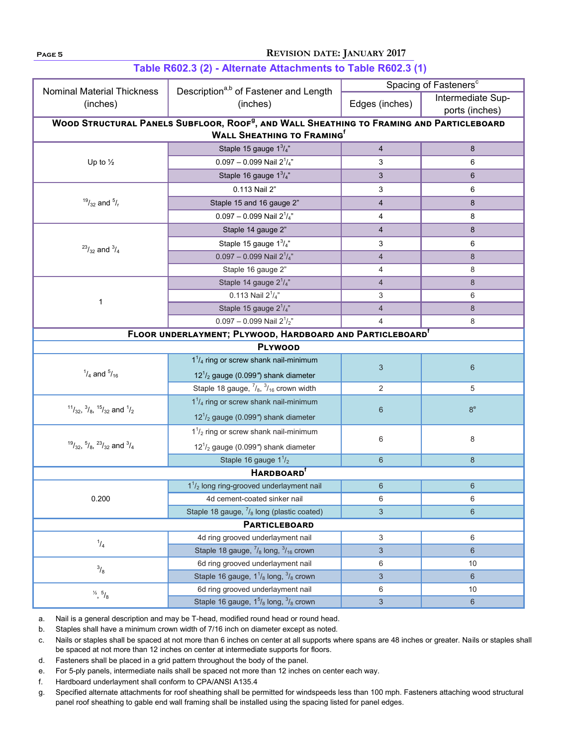## Table R602.3 (2) - Alternate Attachments to Table R602.3 (1)

| Nominal Material Thickness (inches) | Description[a,b] of Fastener and Length (inches) | Spacing of Fasteners[c] | |
|---|---|---|---|
| | | Edges (inches) | Intermediate Supports (inches) |
| **WOOD STRUCTURAL PANELS SUBFLOOR, ROOF[g], AND WALL SHEATHING TO FRAMING AND PARTICLEBOARD WALL SHEATHING TO FRAMING[f]** | | | |
| Up to ½ | Staple 15 gauge $1^{3}/_{4}$" | 4 | 8 |
| | 0.097 – 0.099 Nail $2^{1}/_{4}$" | 3 | 6 |
| | Staple 16 gauge $1^{3}/_{4}$" | 3 | 6 |
| $^{19}/_{32}$ and $^{5}/_{r}$ | 0.113 Nail 2" | 3 | 6 |
| | Staple 15 and 16 gauge 2" | 4 | 8 |
| | 0.097 – 0.099 Nail $2^{1}/_{4}$" | 4 | 8 |
| $^{23}/_{32}$ and $^{3}/_{4}$ | Staple 14 gauge 2" | 4 | 8 |
| | Staple 15 gauge $1^{3}/_{4}$" | 3 | 6 |
| | 0.097 – 0.099 Nail $2^{1}/_{4}$" | 4 | 8 |
| | Staple 16 gauge 2" | 4 | 8 |
| 1 | Staple 14 gauge $2^{1}/_{4}$" | 4 | 8 |
| | 0.113 Nail $2^{1}/_{4}$" | 3 | 6 |
| | Staple 15 gauge $2^{1}/_{4}$" | 4 | 8 |
| | 0.097 – 0.099 Nail $2^{1}/_{2}$" | 4 | 8 |
| **FLOOR UNDERLAYMENT; PLYWOOD, HARDBOARD AND PARTICLEBOARD[f]** | | | |
| **PLYWOOD** | | | |
| $^{1}/_{4}$ and $^{5}/_{16}$ | $1^{1}/_{4}$ ring or screw shank nail-minimum $12^{1}/_{2}$ gauge (0.099") shank diameter | 3 | 6 |
| | Staple 18 gauge, $^{7}/_{8}$, $^{3}/_{16}$ crown width | 2 | 5 |
| $^{11}/_{32}$, $^{3}/_{8}$, $^{15}/_{32}$ and $^{1}/_{2}$ | $1^{1}/_{4}$ ring or screw shank nail-minimum $12^{1}/_{2}$ gauge (0.099") shank diameter | 6 | 8[e] |
| $^{19}/_{32}$, $^{5}/_{8}$, $^{23}/_{32}$ and $^{3}/_{4}$ | $1^{1}/_{2}$ ring or screw shank nail-minimum $12^{1}/_{2}$ gauge (0.099") shank diameter | 6 | 8 |
| | Staple 16 gauge $1^{1}/_{2}$ | 6 | 8 |
| **HARDBOARD[f]** | | | |
| 0.200 | $1^{1}/_{2}$ long ring-grooved underlayment nail | 6 | 6 |
| | 4d cement-coated sinker nail | 6 | 6 |
| | Staple 18 gauge, $^{7}/_{8}$ long (plastic coated) | 3 | 6 |
| **PARTICLEBOARD** | | | |
| $^{1}/_{4}$ | 4d ring grooved underlayment nail | 3 | 6 |
| | Staple 18 gauge, $^{7}/_{8}$ long, $^{3}/_{16}$ crown | 3 | 6 |
| $^{3}/_{8}$ | 6d ring grooved underlayment nail | 6 | 10 |
| | Staple 16 gauge, $1^{1}/_{8}$ long, $^{3}/_{8}$ crown | 3 | 6 |
| ½, $^{5}/_{8}$ | 6d ring grooved underlayment nail | 6 | 10 |
| | Staple 16 gauge, $1^{5}/_{8}$ long, $^{3}/_{8}$ crown | 3 | 6 |

a. Nail is a general description and may be T-head, modified round head or round head.
b. Staples shall have a minimum crown width of 7/16 inch on diameter except as noted.
c. Nails or staples shall be spaced at not more than 6 inches on center at all supports where spans are 48 inches or greater. Nails or staples shall be spaced at not more than 12 inches on center at intermediate supports for floors.
d. Fasteners shall be placed in a grid pattern throughout the body of the panel.
e. For 5-ply panels, intermediate nails shall be spaced not more than 12 inches on center each way.
f. Hardboard underlayment shall conform to CPA/ANSI A135.4
g. Specified alternate attachments for roof sheathing shall be permitted for windspeeds less than 100 mph. Fasteners attaching wood structural panel roof sheathing to gable end wall framing shall be installed using the spacing listed for panel edges.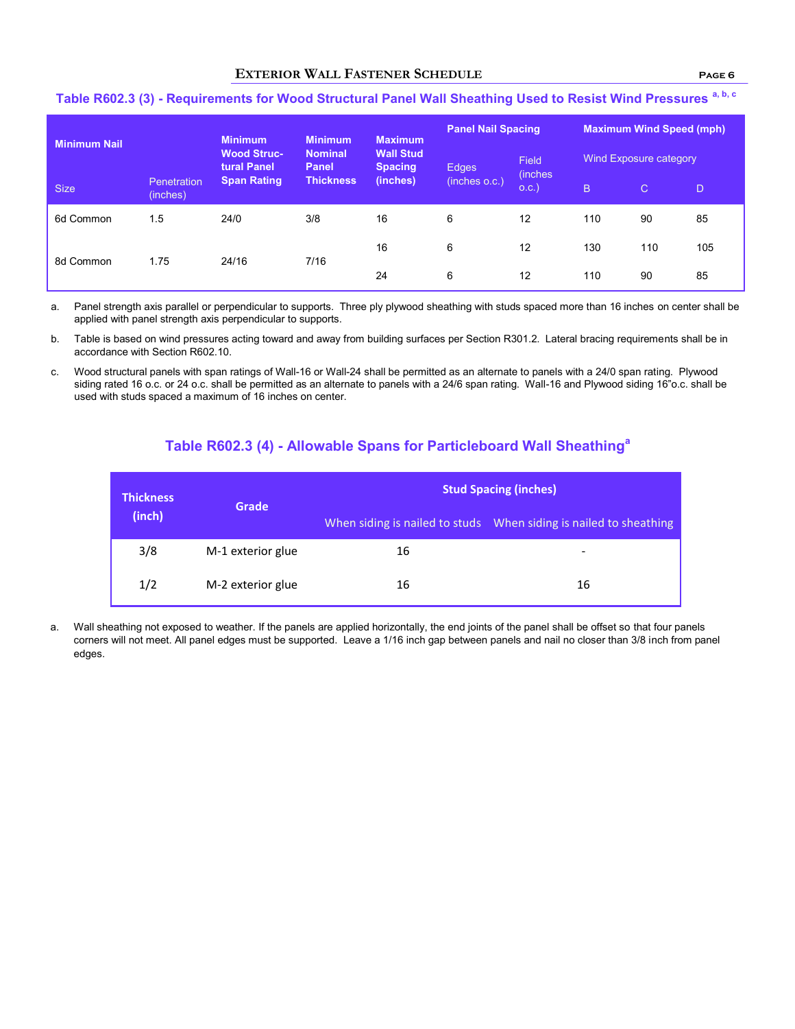## Table R602.3 (3) - Requirements for Wood Structural Panel Wall Sheathing Used to Resist Wind Pressures [a, b, c]

| Minimum Nail | | Minimum Wood Structural Panel Span Rating | Minimum Nominal Panel Thickness | Maximum Wall Stud Spacing (inches) | Panel Nail Spacing | | Maximum Wind Speed (mph) | | |
|---|---|---|---|---|---|---|---|---|---|
| | | | | | | | Wind Exposure category | | |
| Size | Penetration (inches) | | | | Edges (inches o.c.) | Field (inches o.c.) | B | C | D |
| 6d Common | 1.5 | 24/0 | 3/8 | 16 | 6 | 12 | 110 | 90 | 85 |
| 8d Common | 1.75 | 24/16 | 7/16 | 16 | 6 | 12 | 130 | 110 | 105 |
| | | | | 24 | 6 | 12 | 110 | 90 | 85 |

a. Panel strength axis parallel or perpendicular to supports. Three ply plywood sheathing with studs spaced more than 16 inches on center shall be applied with panel strength axis perpendicular to supports.

b. Table is based on wind pressures acting toward and away from building surfaces per Section R301.2. Lateral bracing requirements shall be in accordance with Section R602.10.

c. Wood structural panels with span ratings of Wall-16 or Wall-24 shall be permitted as an alternate to panels with a 24/0 span rating. Plywood siding rated 16 o.c. or 24 o.c. shall be permitted as an alternate to panels with a 24/6 span rating. Wall-16 and Plywood siding 16"o.c. shall be used with studs spaced a maximum of 16 inches on center.

## Table R602.3 (4) - Allowable Spans for Particleboard Wall Sheathing[a]

| Thickness (inch) | Grade | Stud Spacing (inches) | |
|---|---|---|---|
| | | When siding is nailed to studs | When siding is nailed to sheathing |
| 3/8 | M-1 exterior glue | 16 | - |
| 1/2 | M-2 exterior glue | 16 | 16 |

a. Wall sheathing not exposed to weather. If the panels are applied horizontally, the end joints of the panel shall be offset so that four panels corners will not meet. All panel edges must be supported. Leave a 1/16 inch gap between panels and nail no closer than 3/8 inch from panel edges.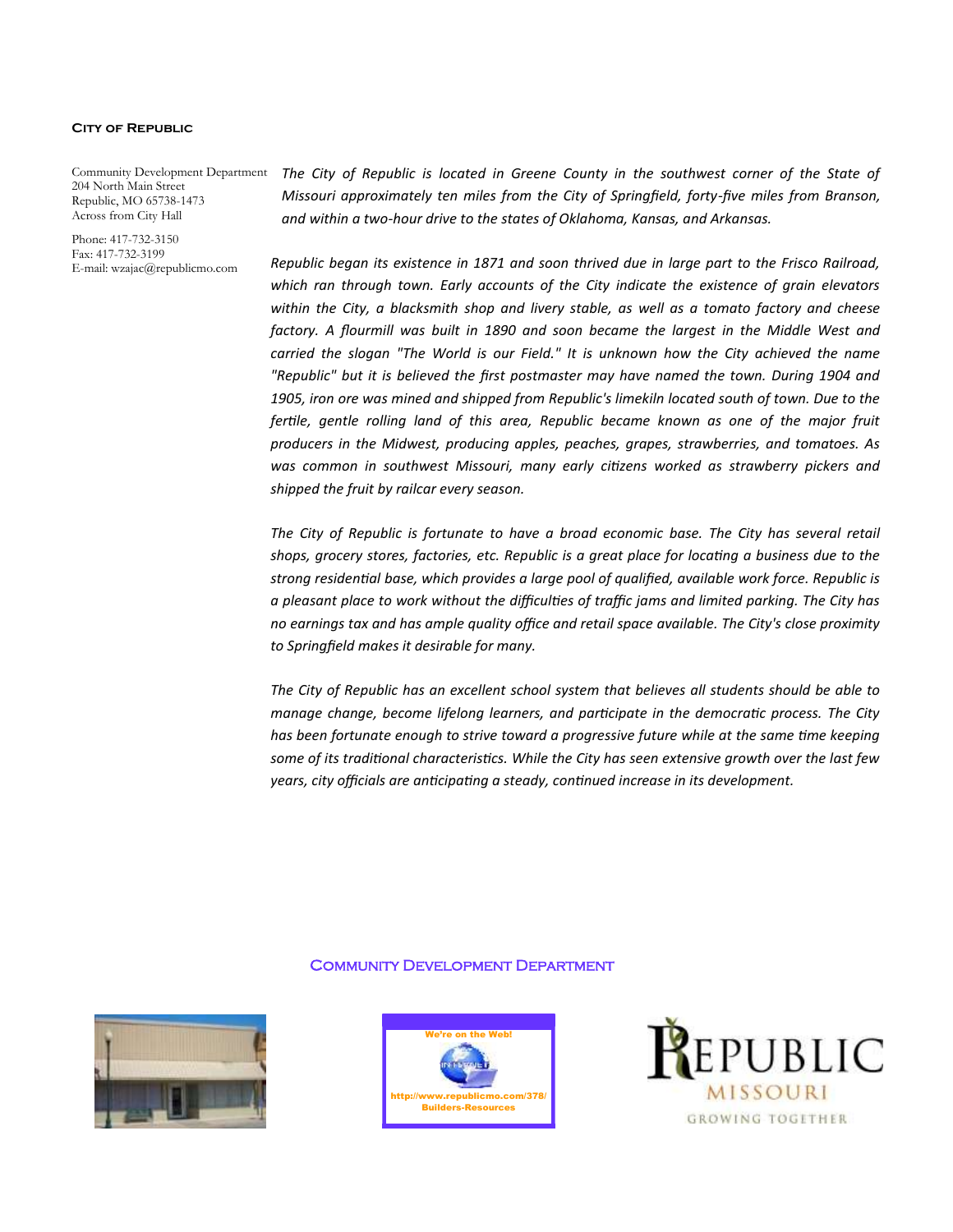**City of Republic**

Community Development Department
204 North Main Street
Republic, MO 65738-1473
Across from City Hall

Phone: 417-732-3150
Fax: 417-732-3199
E-mail: wzajac@republicmo.com

*The City of Republic is located in Greene County in the southwest corner of the State of Missouri approximately ten miles from the City of Springfield, forty-five miles from Branson, and within a two-hour drive to the states of Oklahoma, Kansas, and Arkansas.*

*Republic began its existence in 1871 and soon thrived due in large part to the Frisco Railroad, which ran through town. Early accounts of the City indicate the existence of grain elevators within the City, a blacksmith shop and livery stable, as well as a tomato factory and cheese factory. A flourmill was built in 1890 and soon became the largest in the Middle West and carried the slogan "The World is our Field." It is unknown how the City achieved the name "Republic" but it is believed the first postmaster may have named the town. During 1904 and 1905, iron ore was mined and shipped from Republic's limekiln located south of town. Due to the fertile, gentle rolling land of this area, Republic became known as one of the major fruit producers in the Midwest, producing apples, peaches, grapes, strawberries, and tomatoes. As was common in southwest Missouri, many early citizens worked as strawberry pickers and shipped the fruit by railcar every season.*

*The City of Republic is fortunate to have a broad economic base. The City has several retail shops, grocery stores, factories, etc. Republic is a great place for locating a business due to the strong residential base, which provides a large pool of qualified, available work force. Republic is a pleasant place to work without the difficulties of traffic jams and limited parking. The City has no earnings tax and has ample quality office and retail space available. The City's close proximity to Springfield makes it desirable for many.*

*The City of Republic has an excellent school system that believes all students should be able to manage change, become lifelong learners, and participate in the democratic process. The City has been fortunate enough to strive toward a progressive future while at the same time keeping some of its traditional characteristics. While the City has seen extensive growth over the last few years, city officials are anticipating a steady, continued increase in its development.*

**Community Development Department**

We're on the Web!
http://www.republicmo.com/378/
Builders-Resources

REPUBLIC
MISSOURI
GROWING TOGETHER